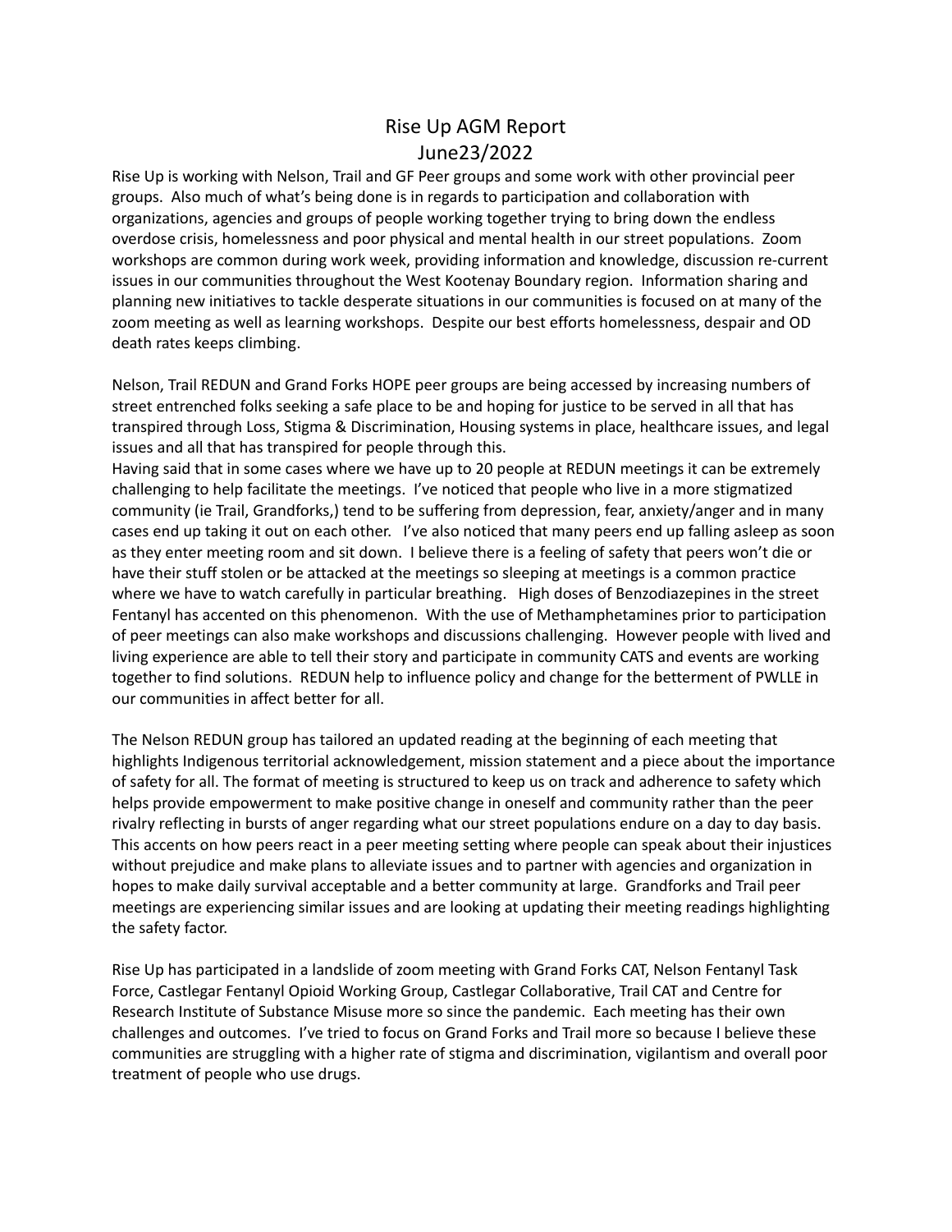# Rise Up AGM Report
## June23/2022

Rise Up is working with Nelson, Trail and GF Peer groups and some work with other provincial peer groups. Also much of what's being done is in regards to participation and collaboration with organizations, agencies and groups of people working together trying to bring down the endless overdose crisis, homelessness and poor physical and mental health in our street populations. Zoom workshops are common during work week, providing information and knowledge, discussion re-current issues in our communities throughout the West Kootenay Boundary region. Information sharing and planning new initiatives to tackle desperate situations in our communities is focused on at many of the zoom meeting as well as learning workshops. Despite our best efforts homelessness, despair and OD death rates keeps climbing.

Nelson, Trail REDUN and Grand Forks HOPE peer groups are being accessed by increasing numbers of street entrenched folks seeking a safe place to be and hoping for justice to be served in all that has transpired through Loss, Stigma & Discrimination, Housing systems in place, healthcare issues, and legal issues and all that has transpired for people through this.
Having said that in some cases where we have up to 20 people at REDUN meetings it can be extremely challenging to help facilitate the meetings. I've noticed that people who live in a more stigmatized community (ie Trail, Grandforks,) tend to be suffering from depression, fear, anxiety/anger and in many cases end up taking it out on each other. I've also noticed that many peers end up falling asleep as soon as they enter meeting room and sit down. I believe there is a feeling of safety that peers won't die or have their stuff stolen or be attacked at the meetings so sleeping at meetings is a common practice where we have to watch carefully in particular breathing. High doses of Benzodiazepines in the street Fentanyl has accented on this phenomenon. With the use of Methamphetamines prior to participation of peer meetings can also make workshops and discussions challenging. However people with lived and living experience are able to tell their story and participate in community CATS and events are working together to find solutions. REDUN help to influence policy and change for the betterment of PWLLE in our communities in affect better for all.

The Nelson REDUN group has tailored an updated reading at the beginning of each meeting that highlights Indigenous territorial acknowledgement, mission statement and a piece about the importance of safety for all. The format of meeting is structured to keep us on track and adherence to safety which helps provide empowerment to make positive change in oneself and community rather than the peer rivalry reflecting in bursts of anger regarding what our street populations endure on a day to day basis. This accents on how peers react in a peer meeting setting where people can speak about their injustices without prejudice and make plans to alleviate issues and to partner with agencies and organization in hopes to make daily survival acceptable and a better community at large. Grandforks and Trail peer meetings are experiencing similar issues and are looking at updating their meeting readings highlighting the safety factor.

Rise Up has participated in a landslide of zoom meeting with Grand Forks CAT, Nelson Fentanyl Task Force, Castlegar Fentanyl Opioid Working Group, Castlegar Collaborative, Trail CAT and Centre for Research Institute of Substance Misuse more so since the pandemic. Each meeting has their own challenges and outcomes. I've tried to focus on Grand Forks and Trail more so because I believe these communities are struggling with a higher rate of stigma and discrimination, vigilantism and overall poor treatment of people who use drugs.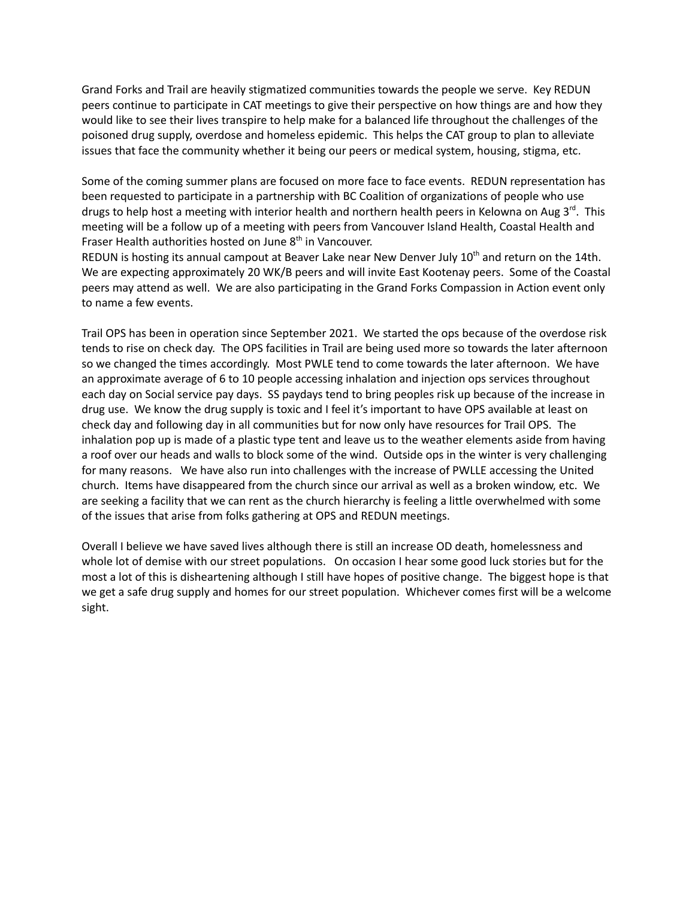Grand Forks and Trail are heavily stigmatized communities towards the people we serve. Key REDUN peers continue to participate in CAT meetings to give their perspective on how things are and how they would like to see their lives transpire to help make for a balanced life throughout the challenges of the poisoned drug supply, overdose and homeless epidemic. This helps the CAT group to plan to alleviate issues that face the community whether it being our peers or medical system, housing, stigma, etc.

Some of the coming summer plans are focused on more face to face events. REDUN representation has been requested to participate in a partnership with BC Coalition of organizations of people who use drugs to help host a meeting with interior health and northern health peers in Kelowna on Aug 3rd. This meeting will be a follow up of a meeting with peers from Vancouver Island Health, Coastal Health and Fraser Health authorities hosted on June 8th in Vancouver.
REDUN is hosting its annual campout at Beaver Lake near New Denver July 10th and return on the 14th. We are expecting approximately 20 WK/B peers and will invite East Kootenay peers. Some of the Coastal peers may attend as well. We are also participating in the Grand Forks Compassion in Action event only to name a few events.

Trail OPS has been in operation since September 2021. We started the ops because of the overdose risk tends to rise on check day. The OPS facilities in Trail are being used more so towards the later afternoon so we changed the times accordingly. Most PWLE tend to come towards the later afternoon. We have an approximate average of 6 to 10 people accessing inhalation and injection ops services throughout each day on Social service pay days. SS paydays tend to bring peoples risk up because of the increase in drug use. We know the drug supply is toxic and I feel it's important to have OPS available at least on check day and following day in all communities but for now only have resources for Trail OPS. The inhalation pop up is made of a plastic type tent and leave us to the weather elements aside from having a roof over our heads and walls to block some of the wind. Outside ops in the winter is very challenging for many reasons. We have also run into challenges with the increase of PWLLE accessing the United church. Items have disappeared from the church since our arrival as well as a broken window, etc. We are seeking a facility that we can rent as the church hierarchy is feeling a little overwhelmed with some of the issues that arise from folks gathering at OPS and REDUN meetings.

Overall I believe we have saved lives although there is still an increase OD death, homelessness and whole lot of demise with our street populations. On occasion I hear some good luck stories but for the most a lot of this is disheartening although I still have hopes of positive change. The biggest hope is that we get a safe drug supply and homes for our street population. Whichever comes first will be a welcome sight.